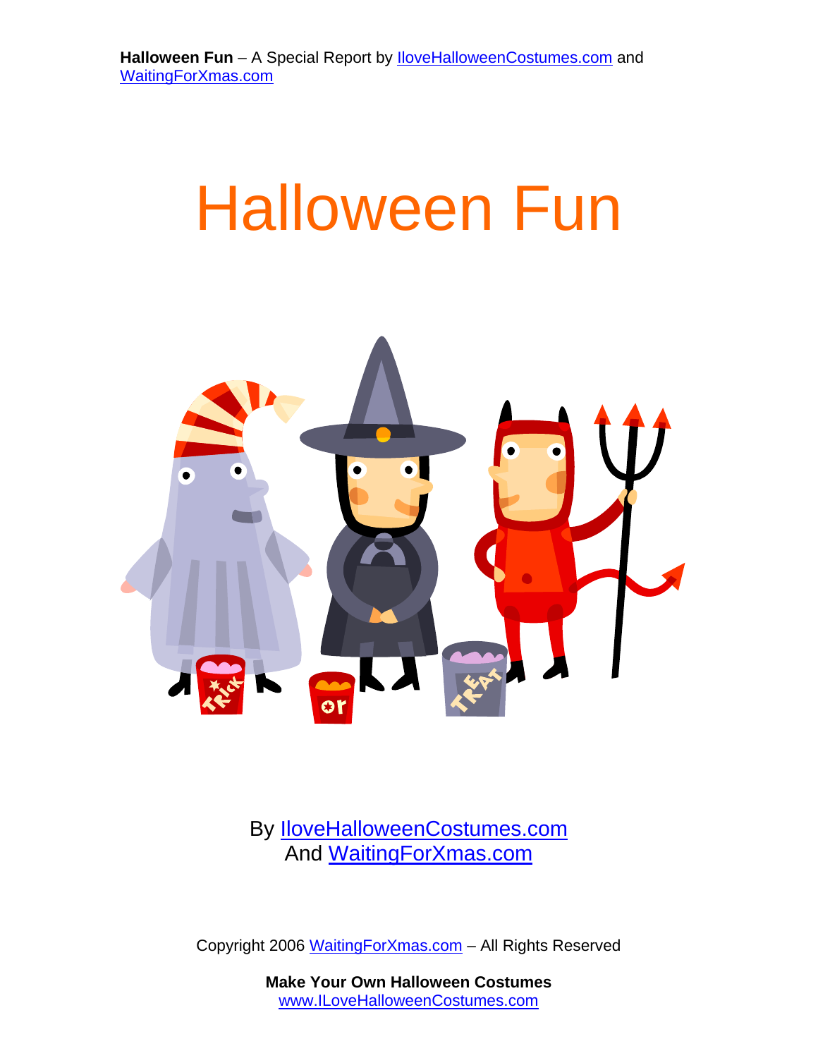# Halloween Fun

By IloveHalloweenCostumes.com
And WaitingForXmas.com

Copyright 2006 WaitingForXmas.com – All Rights Reserved

**Make Your Own Halloween Costumes**
www.ILoveHalloweenCostumes.com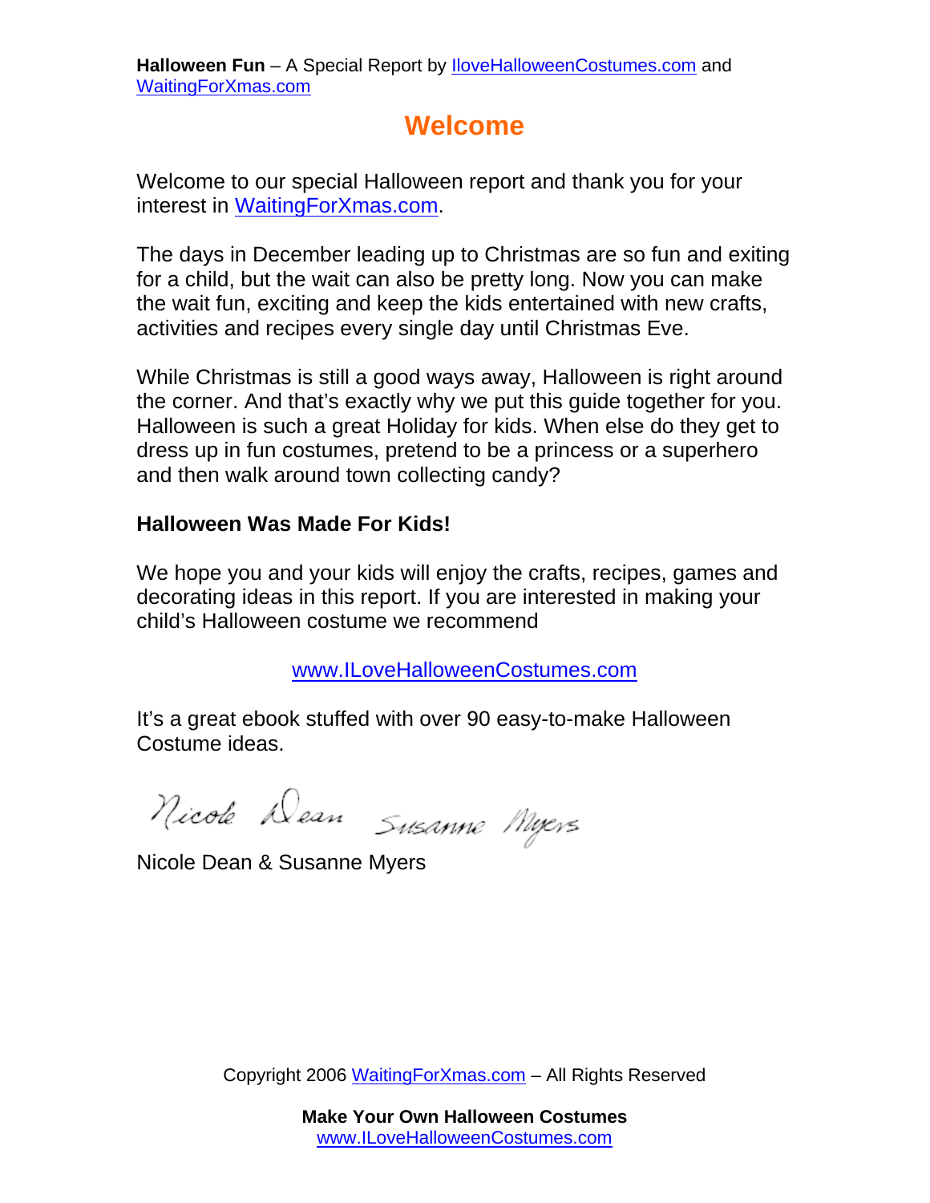# Welcome

Welcome to our special Halloween report and thank you for your interest in WaitingForXmas.com.

The days in December leading up to Christmas are so fun and exiting for a child, but the wait can also be pretty long. Now you can make the wait fun, exciting and keep the kids entertained with new crafts, activities and recipes every single day until Christmas Eve.

While Christmas is still a good ways away, Halloween is right around the corner. And that's exactly why we put this guide together for you. Halloween is such a great Holiday for kids. When else do they get to dress up in fun costumes, pretend to be a princess or a superhero and then walk around town collecting candy?

**Halloween Was Made For Kids!**

We hope you and your kids will enjoy the crafts, recipes, games and decorating ideas in this report. If you are interested in making your child's Halloween costume we recommend

www.ILoveHalloweenCostumes.com

It's a great ebook stuffed with over 90 easy-to-make Halloween Costume ideas.

Nicole Dean & Susanne Myers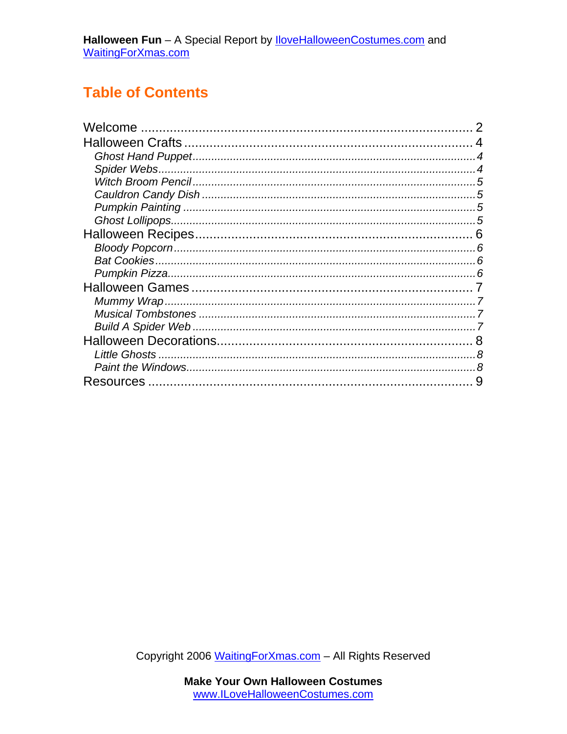**Halloween Fun** – A Special Report by IloveHalloweenCostumes.com and WaitingForXmas.com

## Table of Contents

Welcome .......... 2
Halloween Crafts .......... 4
  *Ghost Hand Puppet .......... 4*
  *Spider Webs .......... 4*
  *Witch Broom Pencil .......... 5*
  *Cauldron Candy Dish .......... 5*
  *Pumpkin Painting .......... 5*
  *Ghost Lollipops .......... 5*
Halloween Recipes .......... 6
  *Bloody Popcorn .......... 6*
  *Bat Cookies .......... 6*
  *Pumpkin Pizza .......... 6*
Halloween Games .......... 7
  *Mummy Wrap .......... 7*
  *Musical Tombstones .......... 7*
  *Build A Spider Web .......... 7*
Halloween Decorations .......... 8
  *Little Ghosts .......... 8*
  *Paint the Windows .......... 8*
Resources .......... 9

Copyright 2006 WaitingForXmas.com – All Rights Reserved

**Make Your Own Halloween Costumes**
www.ILoveHalloweenCostumes.com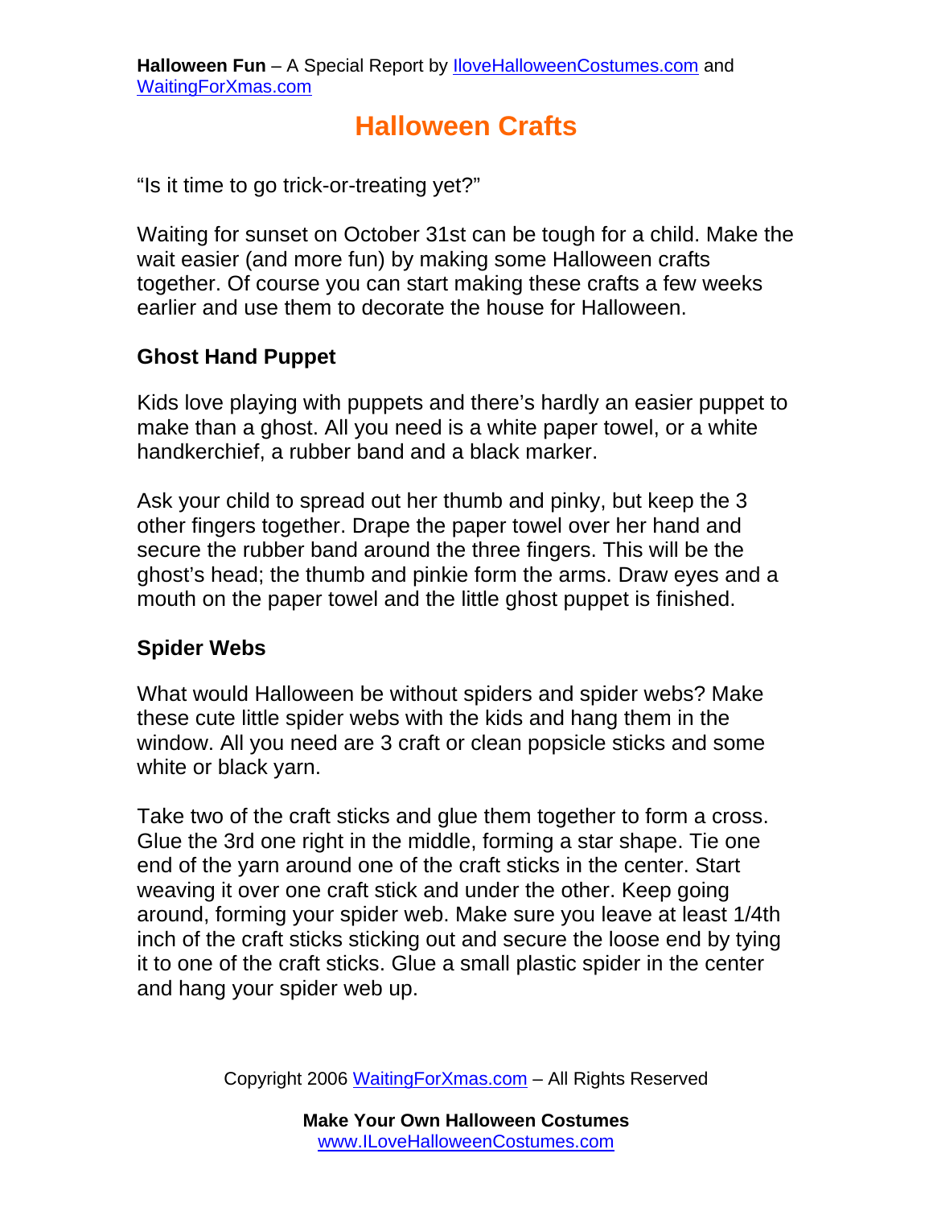# Halloween Crafts

“Is it time to go trick-or-treating yet?”

Waiting for sunset on October 31st can be tough for a child. Make the wait easier (and more fun) by making some Halloween crafts together. Of course you can start making these crafts a few weeks earlier and use them to decorate the house for Halloween.

## Ghost Hand Puppet

Kids love playing with puppets and there’s hardly an easier puppet to make than a ghost. All you need is a white paper towel, or a white handkerchief, a rubber band and a black marker.

Ask your child to spread out her thumb and pinky, but keep the 3 other fingers together. Drape the paper towel over her hand and secure the rubber band around the three fingers. This will be the ghost’s head; the thumb and pinkie form the arms. Draw eyes and a mouth on the paper towel and the little ghost puppet is finished.

## Spider Webs

What would Halloween be without spiders and spider webs? Make these cute little spider webs with the kids and hang them in the window. All you need are 3 craft or clean popsicle sticks and some white or black yarn.

Take two of the craft sticks and glue them together to form a cross. Glue the 3rd one right in the middle, forming a star shape. Tie one end of the yarn around one of the craft sticks in the center. Start weaving it over one craft stick and under the other. Keep going around, forming your spider web. Make sure you leave at least 1/4th inch of the craft sticks sticking out and secure the loose end by tying it to one of the craft sticks. Glue a small plastic spider in the center and hang your spider web up.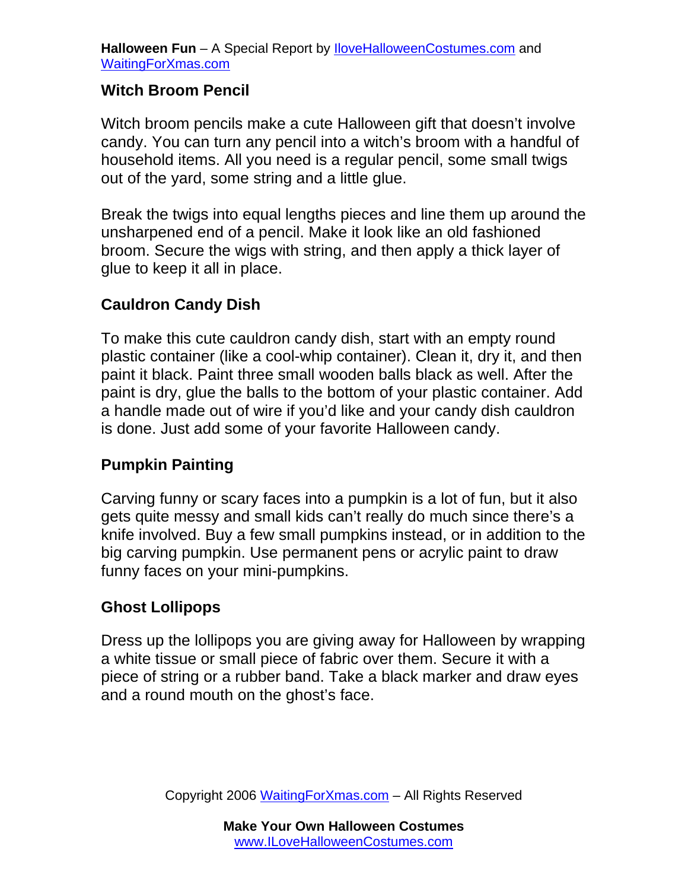## Witch Broom Pencil

Witch broom pencils make a cute Halloween gift that doesn't involve candy. You can turn any pencil into a witch's broom with a handful of household items. All you need is a regular pencil, some small twigs out of the yard, some string and a little glue.

Break the twigs into equal lengths pieces and line them up around the unsharpened end of a pencil. Make it look like an old fashioned broom. Secure the wigs with string, and then apply a thick layer of glue to keep it all in place.

## Cauldron Candy Dish

To make this cute cauldron candy dish, start with an empty round plastic container (like a cool-whip container). Clean it, dry it, and then paint it black. Paint three small wooden balls black as well. After the paint is dry, glue the balls to the bottom of your plastic container. Add a handle made out of wire if you'd like and your candy dish cauldron is done. Just add some of your favorite Halloween candy.

## Pumpkin Painting

Carving funny or scary faces into a pumpkin is a lot of fun, but it also gets quite messy and small kids can't really do much since there's a knife involved. Buy a few small pumpkins instead, or in addition to the big carving pumpkin. Use permanent pens or acrylic paint to draw funny faces on your mini-pumpkins.

## Ghost Lollipops

Dress up the lollipops you are giving away for Halloween by wrapping a white tissue or small piece of fabric over them. Secure it with a piece of string or a rubber band. Take a black marker and draw eyes and a round mouth on the ghost's face.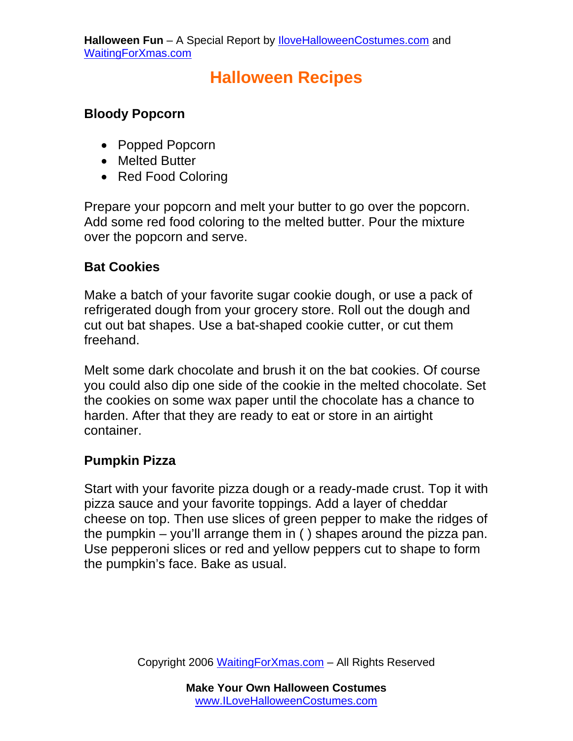# Halloween Recipes

### Bloody Popcorn

- Popped Popcorn
- Melted Butter
- Red Food Coloring

Prepare your popcorn and melt your butter to go over the popcorn. Add some red food coloring to the melted butter. Pour the mixture over the popcorn and serve.

### Bat Cookies

Make a batch of your favorite sugar cookie dough, or use a pack of refrigerated dough from your grocery store. Roll out the dough and cut out bat shapes. Use a bat-shaped cookie cutter, or cut them freehand.

Melt some dark chocolate and brush it on the bat cookies. Of course you could also dip one side of the cookie in the melted chocolate. Set the cookies on some wax paper until the chocolate has a chance to harden. After that they are ready to eat or store in an airtight container.

### Pumpkin Pizza

Start with your favorite pizza dough or a ready-made crust. Top it with pizza sauce and your favorite toppings. Add a layer of cheddar cheese on top. Then use slices of green pepper to make the ridges of the pumpkin – you'll arrange them in ( ) shapes around the pizza pan. Use pepperoni slices or red and yellow peppers cut to shape to form the pumpkin's face. Bake as usual.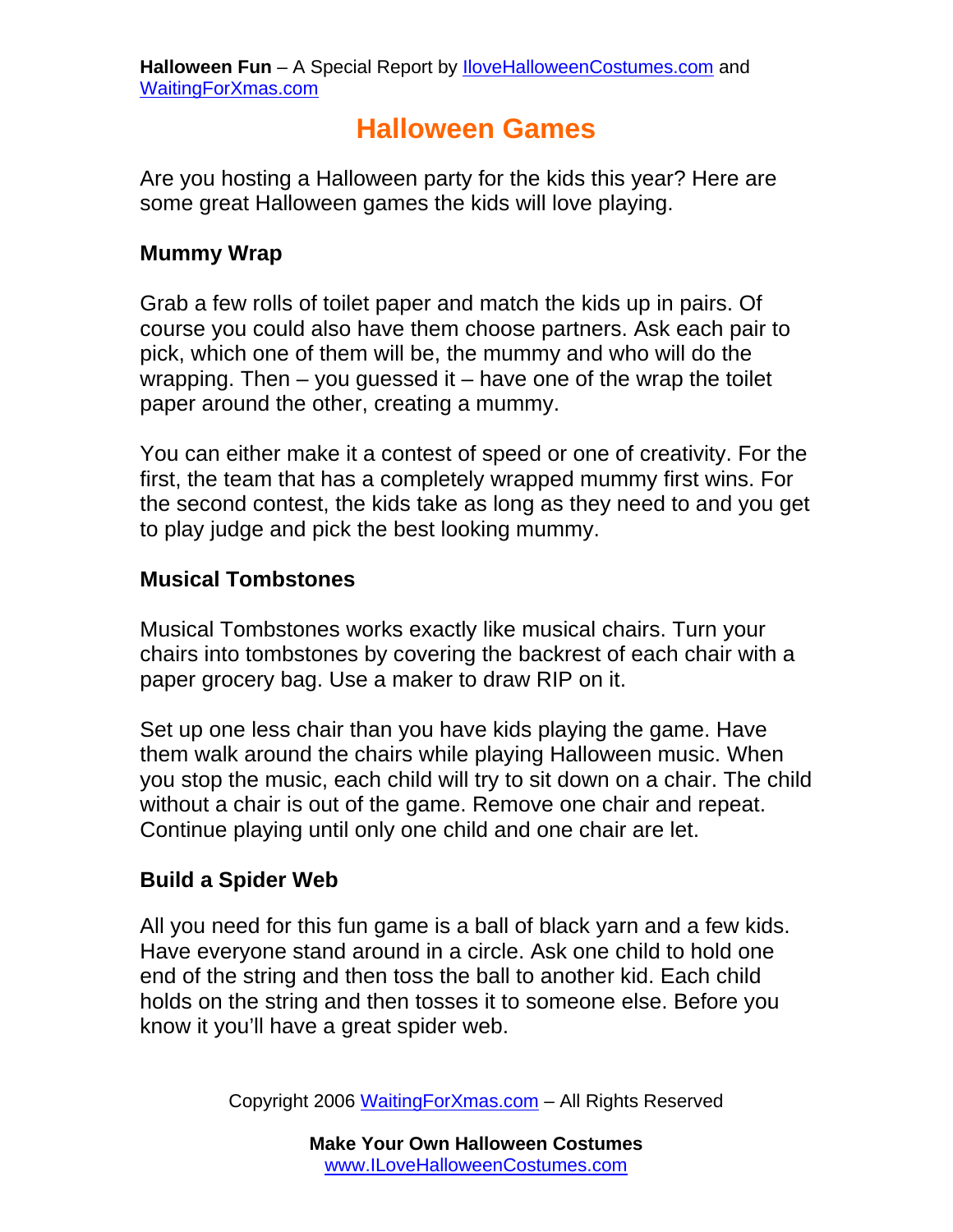# Halloween Games

Are you hosting a Halloween party for the kids this year? Here are some great Halloween games the kids will love playing.

### Mummy Wrap

Grab a few rolls of toilet paper and match the kids up in pairs. Of course you could also have them choose partners. Ask each pair to pick, which one of them will be, the mummy and who will do the wrapping. Then – you guessed it – have one of the wrap the toilet paper around the other, creating a mummy.

You can either make it a contest of speed or one of creativity. For the first, the team that has a completely wrapped mummy first wins. For the second contest, the kids take as long as they need to and you get to play judge and pick the best looking mummy.

### Musical Tombstones

Musical Tombstones works exactly like musical chairs. Turn your chairs into tombstones by covering the backrest of each chair with a paper grocery bag. Use a maker to draw RIP on it.

Set up one less chair than you have kids playing the game. Have them walk around the chairs while playing Halloween music. When you stop the music, each child will try to sit down on a chair. The child without a chair is out of the game. Remove one chair and repeat. Continue playing until only one child and one chair are let.

### Build a Spider Web

All you need for this fun game is a ball of black yarn and a few kids. Have everyone stand around in a circle. Ask one child to hold one end of the string and then toss the ball to another kid. Each child holds on the string and then tosses it to someone else. Before you know it you'll have a great spider web.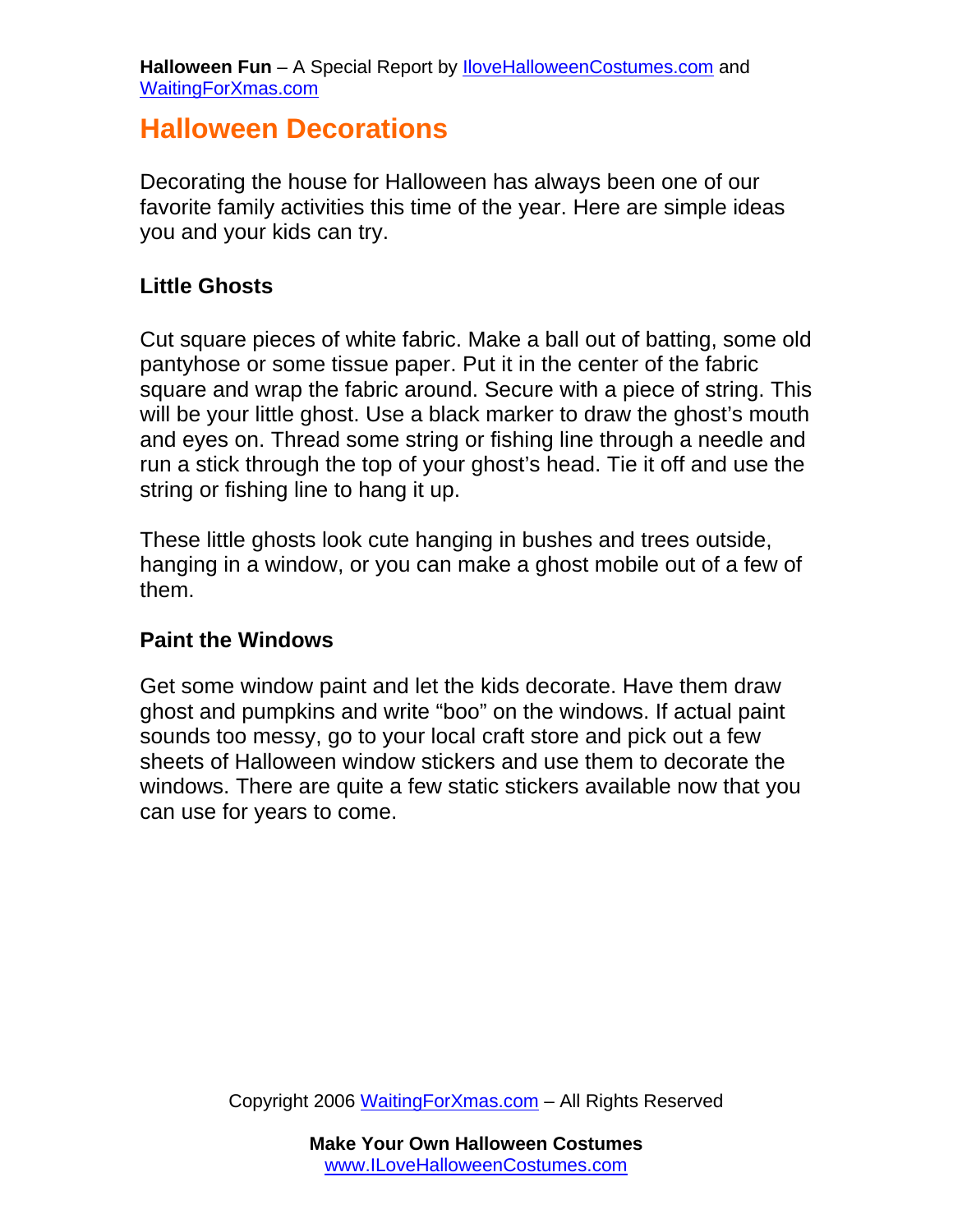# Halloween Decorations

Decorating the house for Halloween has always been one of our favorite family activities this time of the year. Here are simple ideas you and your kids can try.

### Little Ghosts

Cut square pieces of white fabric. Make a ball out of batting, some old pantyhose or some tissue paper. Put it in the center of the fabric square and wrap the fabric around. Secure with a piece of string. This will be your little ghost. Use a black marker to draw the ghost's mouth and eyes on. Thread some string or fishing line through a needle and run a stick through the top of your ghost's head. Tie it off and use the string or fishing line to hang it up.

These little ghosts look cute hanging in bushes and trees outside, hanging in a window, or you can make a ghost mobile out of a few of them.

### Paint the Windows

Get some window paint and let the kids decorate. Have them draw ghost and pumpkins and write "boo" on the windows. If actual paint sounds too messy, go to your local craft store and pick out a few sheets of Halloween window stickers and use them to decorate the windows. There are quite a few static stickers available now that you can use for years to come.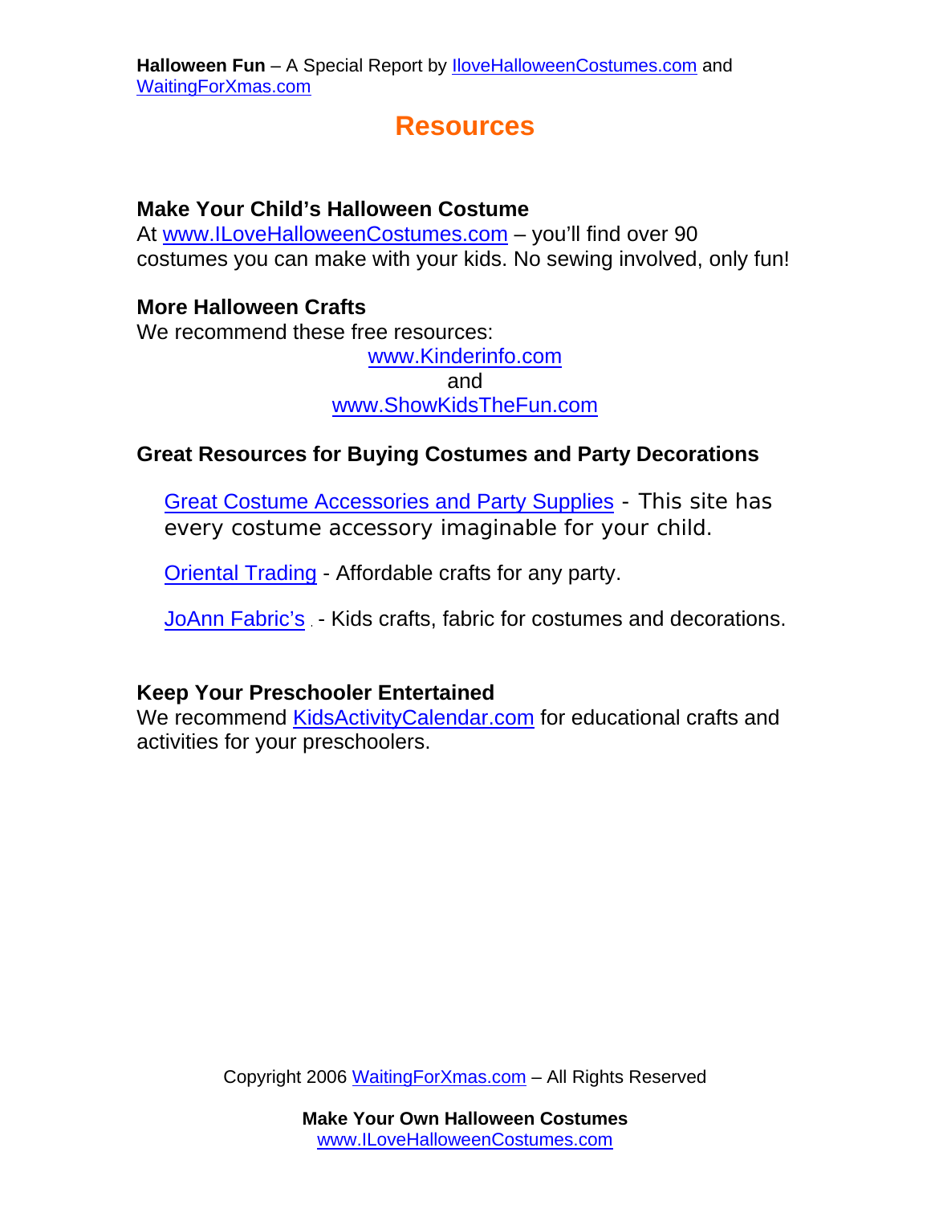# Resources

### Make Your Child's Halloween Costume

At www.ILoveHalloweenCostumes.com – you'll find over 90 costumes you can make with your kids. No sewing involved, only fun!

### More Halloween Crafts

We recommend these free resources:

www.Kinderinfo.com
and
www.ShowKidsTheFun.com

### Great Resources for Buying Costumes and Party Decorations

Great Costume Accessories and Party Supplies - This site has every costume accessory imaginable for your child.

Oriental Trading - Affordable crafts for any party.

JoAnn Fabric's - Kids crafts, fabric for costumes and decorations.

### Keep Your Preschooler Entertained

We recommend KidsActivityCalendar.com for educational crafts and activities for your preschoolers.

Copyright 2006 WaitingForXmas.com – All Rights Reserved

**Make Your Own Halloween Costumes**
www.ILoveHalloweenCostumes.com